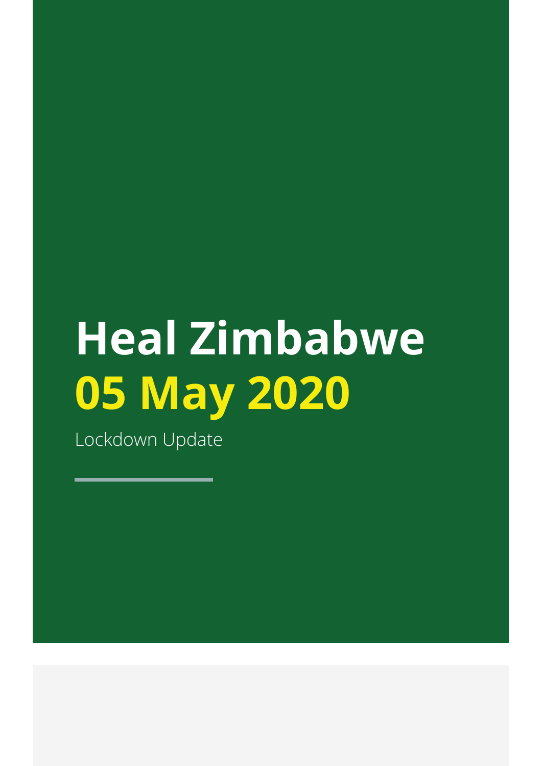# Heal Zimbabwe

## 05 May 2020

Lockdown Update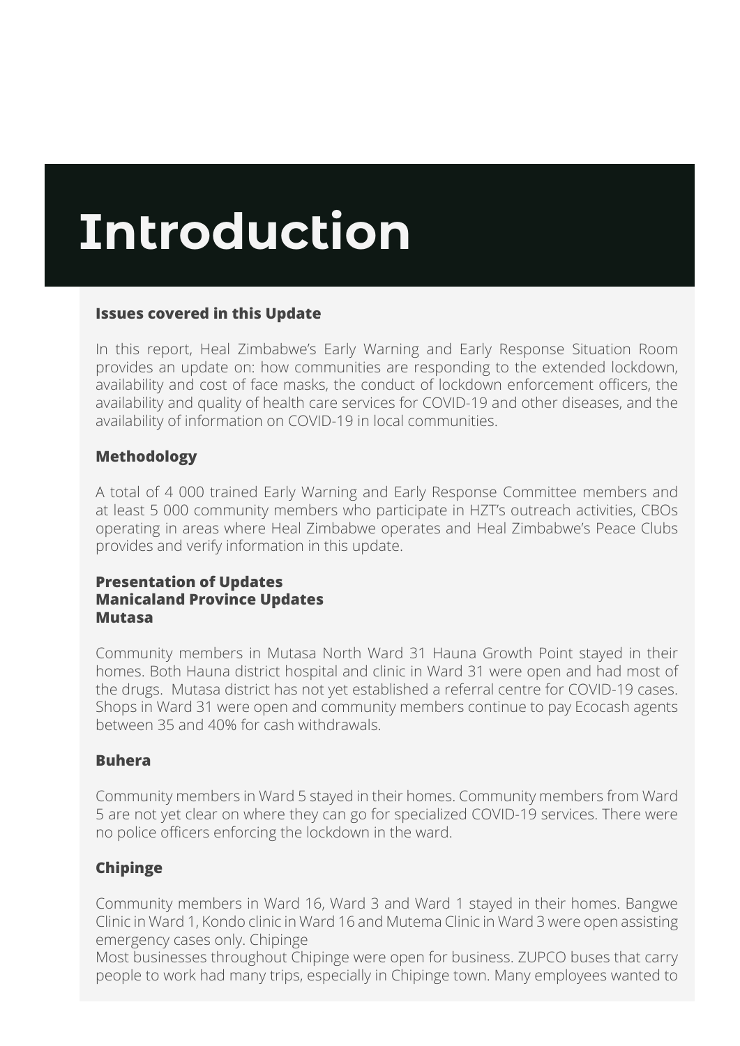# Introduction

**Issues covered in this Update**

In this report, Heal Zimbabwe's Early Warning and Early Response Situation Room provides an update on: how communities are responding to the extended lockdown, availability and cost of face masks, the conduct of lockdown enforcement officers, the availability and quality of health care services for COVID-19 and other diseases, and the availability of information on COVID-19 in local communities.

**Methodology**

A total of 4 000 trained Early Warning and Early Response Committee members and at least 5 000 community members who participate in HZT's outreach activities, CBOs operating in areas where Heal Zimbabwe operates and Heal Zimbabwe's Peace Clubs provides and verify information in this update.

**Presentation of Updates**
**Manicaland Province Updates**
**Mutasa**

Community members in Mutasa North Ward 31 Hauna Growth Point stayed in their homes. Both Hauna district hospital and clinic in Ward 31 were open and had most of the drugs. Mutasa district has not yet established a referral centre for COVID-19 cases. Shops in Ward 31 were open and community members continue to pay Ecocash agents between 35 and 40% for cash withdrawals.

**Buhera**

Community members in Ward 5 stayed in their homes. Community members from Ward 5 are not yet clear on where they can go for specialized COVID-19 services. There were no police officers enforcing the lockdown in the ward.

**Chipinge**

Community members in Ward 16, Ward 3 and Ward 1 stayed in their homes. Bangwe Clinic in Ward 1, Kondo clinic in Ward 16 and Mutema Clinic in Ward 3 were open assisting emergency cases only. Chipinge
Most businesses throughout Chipinge were open for business. ZUPCO buses that carry people to work had many trips, especially in Chipinge town. Many employees wanted to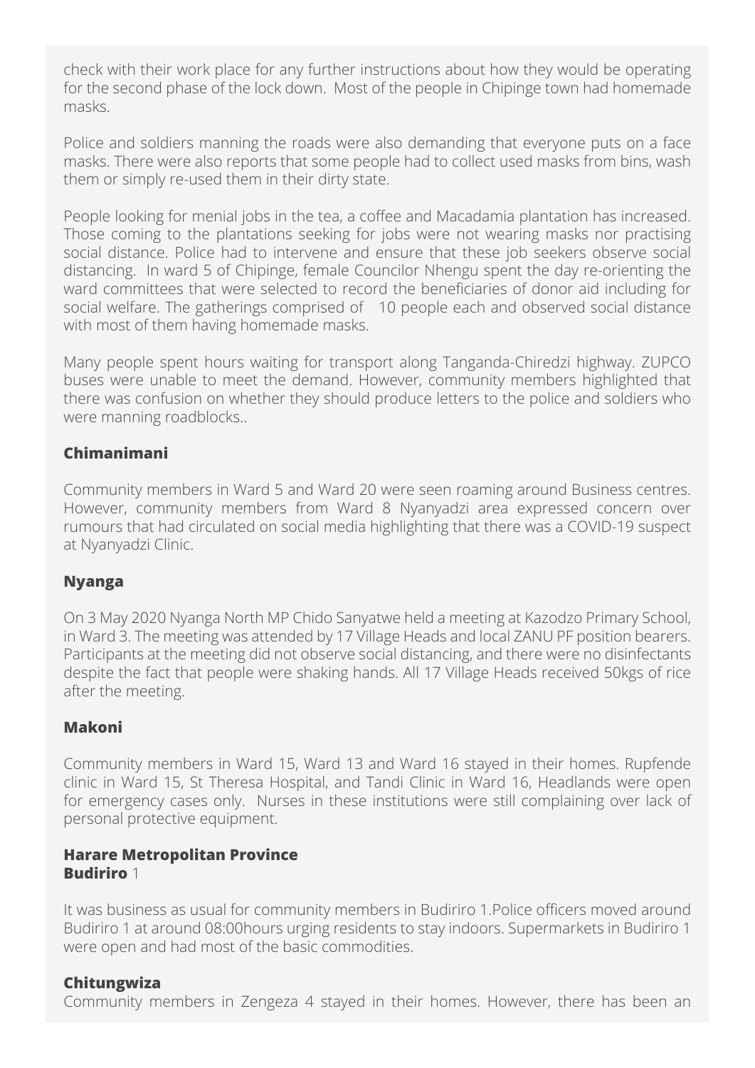check with their work place for any further instructions about how they would be operating for the second phase of the lock down. Most of the people in Chipinge town had homemade masks.

Police and soldiers manning the roads were also demanding that everyone puts on a face masks. There were also reports that some people had to collect used masks from bins, wash them or simply re-used them in their dirty state.

People looking for menial jobs in the tea, a coffee and Macadamia plantation has increased. Those coming to the plantations seeking for jobs were not wearing masks nor practising social distance. Police had to intervene and ensure that these job seekers observe social distancing. In ward 5 of Chipinge, female Councilor Nhengu spent the day re-orienting the ward committees that were selected to record the beneficiaries of donor aid including for social welfare. The gatherings comprised of 10 people each and observed social distance with most of them having homemade masks.

Many people spent hours waiting for transport along Tanganda-Chiredzi highway. ZUPCO buses were unable to meet the demand. However, community members highlighted that there was confusion on whether they should produce letters to the police and soldiers who were manning roadblocks..

### Chimanimani

Community members in Ward 5 and Ward 20 were seen roaming around Business centres. However, community members from Ward 8 Nyanyadzi area expressed concern over rumours that had circulated on social media highlighting that there was a COVID-19 suspect at Nyanyadzi Clinic.

### Nyanga

On 3 May 2020 Nyanga North MP Chido Sanyatwe held a meeting at Kazodzo Primary School, in Ward 3. The meeting was attended by 17 Village Heads and local ZANU PF position bearers. Participants at the meeting did not observe social distancing, and there were no disinfectants despite the fact that people were shaking hands. All 17 Village Heads received 50kgs of rice after the meeting.

### Makoni

Community members in Ward 15, Ward 13 and Ward 16 stayed in their homes. Rupfende clinic in Ward 15, St Theresa Hospital, and Tandi Clinic in Ward 16, Headlands were open for emergency cases only. Nurses in these institutions were still complaining over lack of personal protective equipment.

## Harare Metropolitan Province

### **Budiriro** 1

It was business as usual for community members in Budiriro 1.Police officers moved around Budiriro 1 at around 08:00hours urging residents to stay indoors. Supermarkets in Budiriro 1 were open and had most of the basic commodities.

### Chitungwiza

Community members in Zengeza 4 stayed in their homes. However, there has been an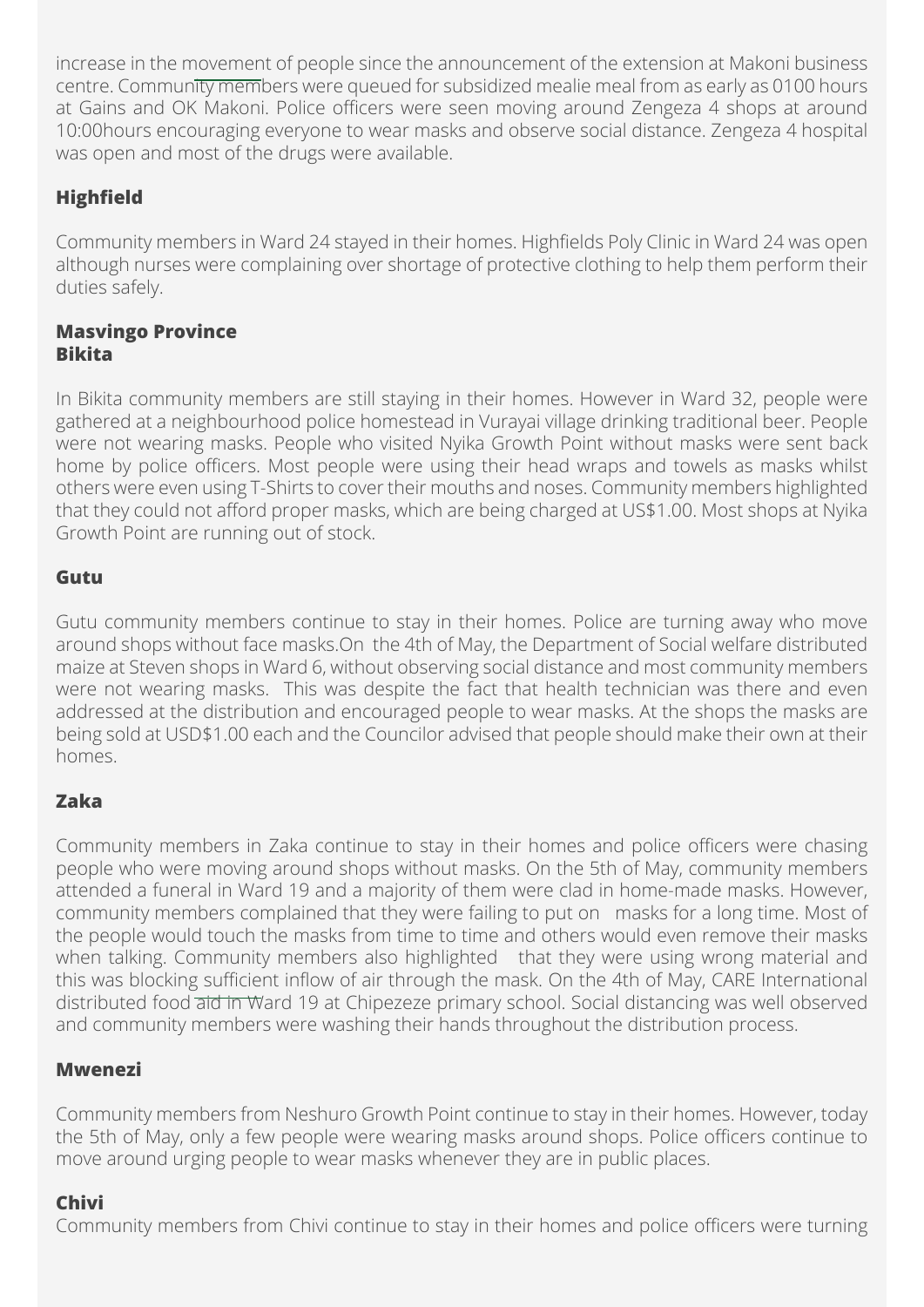increase in the movement of people since the announcement of the extension at Makoni business centre. Community members were queued for subsidized mealie meal from as early as 0100 hours at Gains and OK Makoni. Police officers were seen moving around Zengeza 4 shops at around 10:00hours encouraging everyone to wear masks and observe social distance. Zengeza 4 hospital was open and most of the drugs were available.

### Highfield

Community members in Ward 24 stayed in their homes. Highfields Poly Clinic in Ward 24 was open although nurses were complaining over shortage of protective clothing to help them perform their duties safely.

### Masvingo Province
### Bikita

In Bikita community members are still staying in their homes. However in Ward 32, people were gathered at a neighbourhood police homestead in Vurayai village drinking traditional beer. People were not wearing masks. People who visited Nyika Growth Point without masks were sent back home by police officers. Most people were using their head wraps and towels as masks whilst others were even using T-Shirts to cover their mouths and noses. Community members highlighted that they could not afford proper masks, which are being charged at US$1.00. Most shops at Nyika Growth Point are running out of stock.

### Gutu

Gutu community members continue to stay in their homes. Police are turning away who move around shops without face masks.On the 4th of May, the Department of Social welfare distributed maize at Steven shops in Ward 6, without observing social distance and most community members were not wearing masks. This was despite the fact that health technician was there and even addressed at the distribution and encouraged people to wear masks. At the shops the masks are being sold at USD$1.00 each and the Councilor advised that people should make their own at their homes.

### Zaka

Community members in Zaka continue to stay in their homes and police officers were chasing people who were moving around shops without masks. On the 5th of May, community members attended a funeral in Ward 19 and a majority of them were clad in home-made masks. However, community members complained that they were failing to put on masks for a long time. Most of the people would touch the masks from time to time and others would even remove their masks when talking. Community members also highlighted that they were using wrong material and this was blocking sufficient inflow of air through the mask. On the 4th of May, CARE International distributed food aid in Ward 19 at Chipezeze primary school. Social distancing was well observed and community members were washing their hands throughout the distribution process.

### Mwenezi

Community members from Neshuro Growth Point continue to stay in their homes. However, today the 5th of May, only a few people were wearing masks around shops. Police officers continue to move around urging people to wear masks whenever they are in public places.

### Chivi

Community members from Chivi continue to stay in their homes and police officers were turning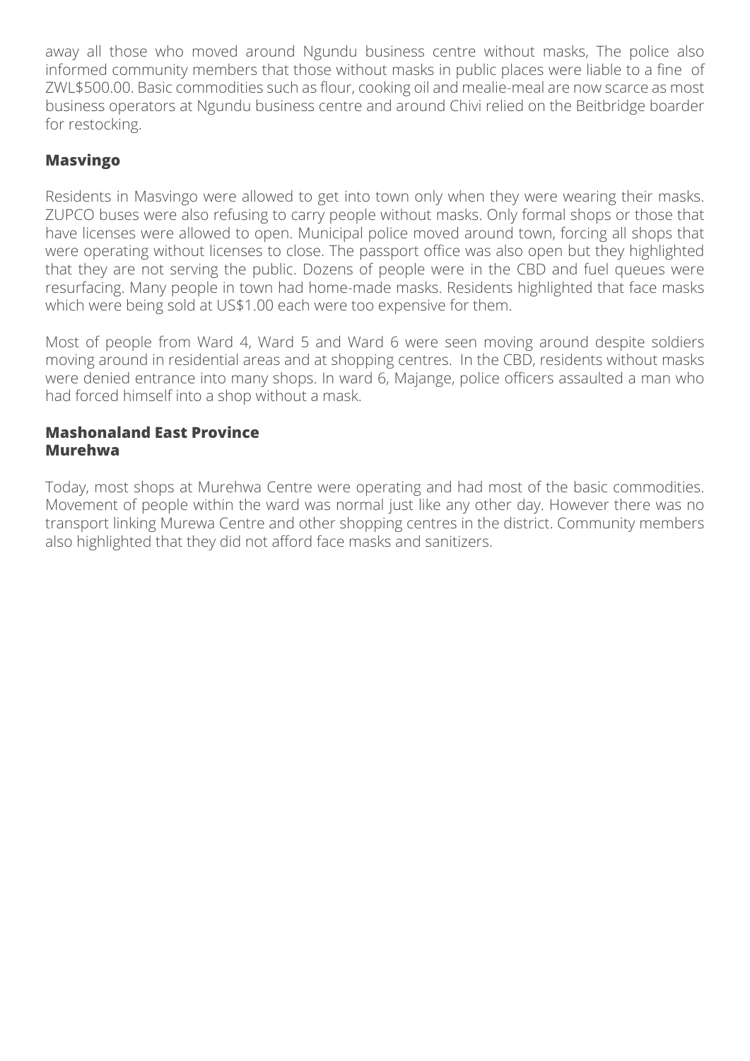away all those who moved around Ngundu business centre without masks, The police also informed community members that those without masks in public places were liable to a fine of ZWL$500.00. Basic commodities such as flour, cooking oil and mealie-meal are now scarce as most business operators at Ngundu business centre and around Chivi relied on the Beitbridge boarder for restocking.

### Masvingo

Residents in Masvingo were allowed to get into town only when they were wearing their masks. ZUPCO buses were also refusing to carry people without masks. Only formal shops or those that have licenses were allowed to open. Municipal police moved around town, forcing all shops that were operating without licenses to close. The passport office was also open but they highlighted that they are not serving the public. Dozens of people were in the CBD and fuel queues were resurfacing. Many people in town had home-made masks. Residents highlighted that face masks which were being sold at US$1.00 each were too expensive for them.

Most of people from Ward 4, Ward 5 and Ward 6 were seen moving around despite soldiers moving around in residential areas and at shopping centres. In the CBD, residents without masks were denied entrance into many shops. In ward 6, Majange, police officers assaulted a man who had forced himself into a shop without a mask.

### Mashonaland East Province

### Murehwa

Today, most shops at Murehwa Centre were operating and had most of the basic commodities. Movement of people within the ward was normal just like any other day. However there was no transport linking Murewa Centre and other shopping centres in the district. Community members also highlighted that they did not afford face masks and sanitizers.